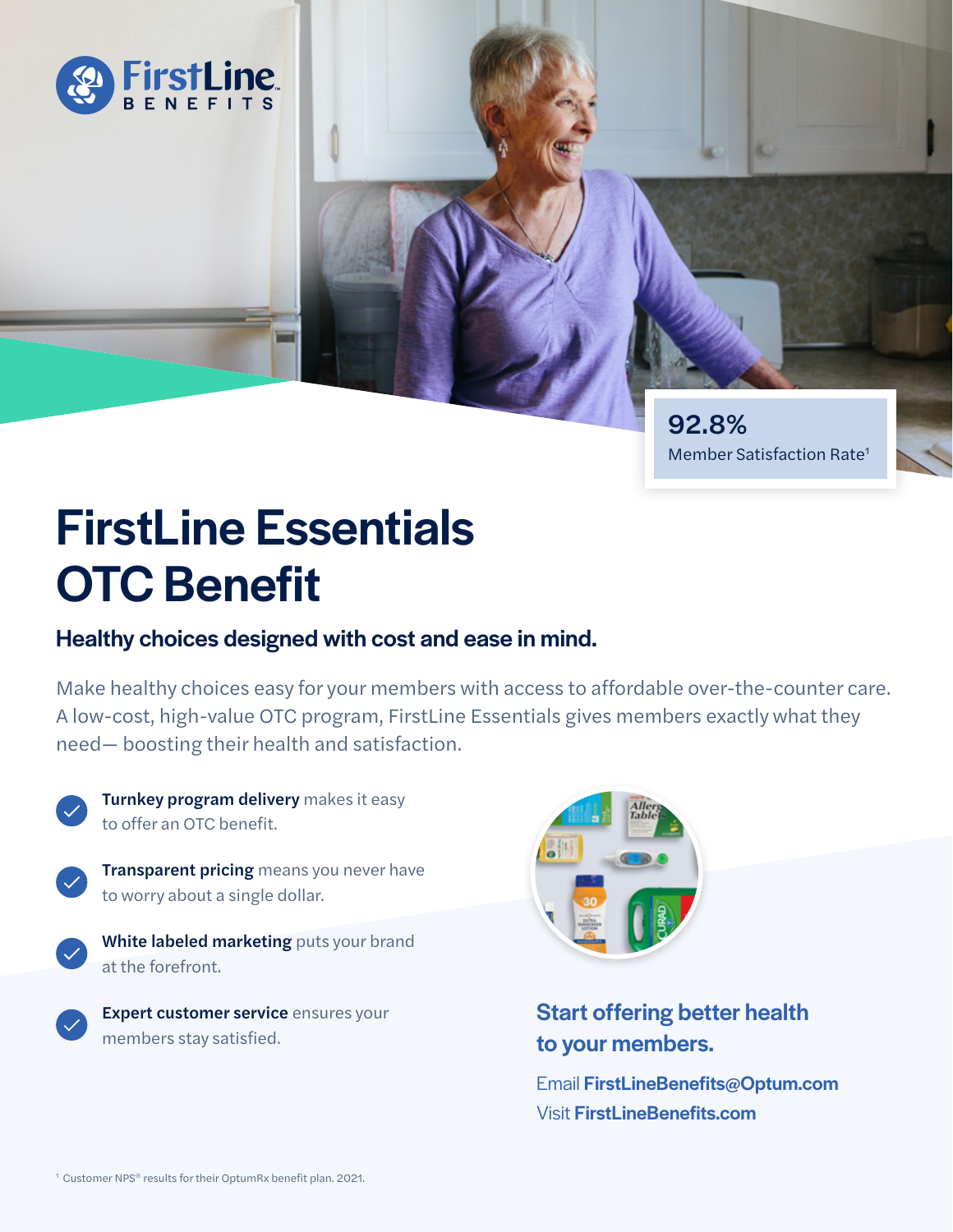FirstLine BENEFITS

**92.8%**
Member Satisfaction Rate[1]

# FirstLine Essentials OTC Benefit

## Healthy choices designed with cost and ease in mind.

Make healthy choices easy for your members with access to affordable over-the-counter care. A low-cost, high-value OTC program, FirstLine Essentials gives members exactly what they need— boosting their health and satisfaction.

- **Turnkey program delivery** makes it easy to offer an OTC benefit.
- **Transparent pricing** means you never have to worry about a single dollar.
- **White labeled marketing** puts your brand at the forefront.
- **Expert customer service** ensures your members stay satisfied.

### Start offering better health to your members.

Email **FirstLineBenefits@Optum.com**
Visit **FirstLineBenefits.com**

[1] Customer NPS® results for their OptumRx benefit plan. 2021.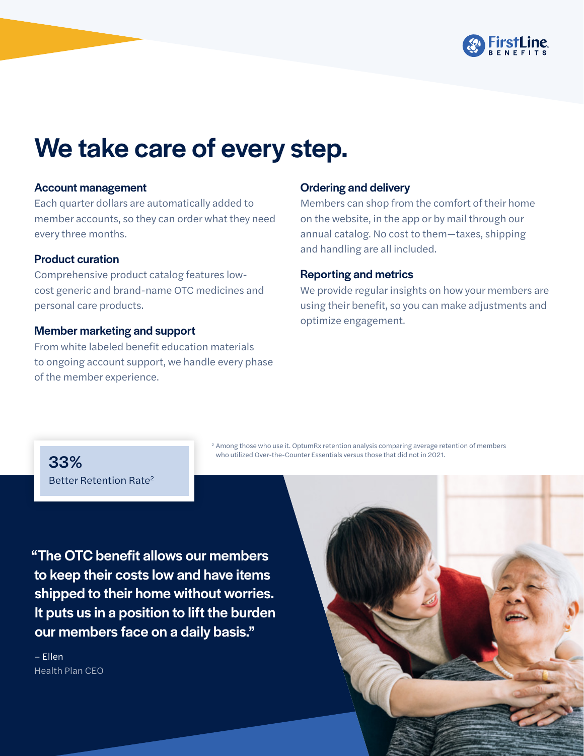# We take care of every step.

### Account management

Each quarter dollars are automatically added to member accounts, so they can order what they need every three months.

### Product curation

Comprehensive product catalog features low-cost generic and brand-name OTC medicines and personal care products.

### Member marketing and support

From white labeled benefit education materials to ongoing account support, we handle every phase of the member experience.

### Ordering and delivery

Members can shop from the comfort of their home on the website, in the app or by mail through our annual catalog. No cost to them—taxes, shipping and handling are all included.

### Reporting and metrics

We provide regular insights on how your members are using their benefit, so you can make adjustments and optimize engagement.

**33%**
Better Retention Rate[2]

[2] Among those who use it. OptumRx retention analysis comparing average retention of members who utilized Over-the-Counter Essentials versus those that did not in 2021.

> **"The OTC benefit allows our members to keep their costs low and have items shipped to their home without worries. It puts us in a position to lift the burden our members face on a daily basis."**

– Ellen
Health Plan CEO